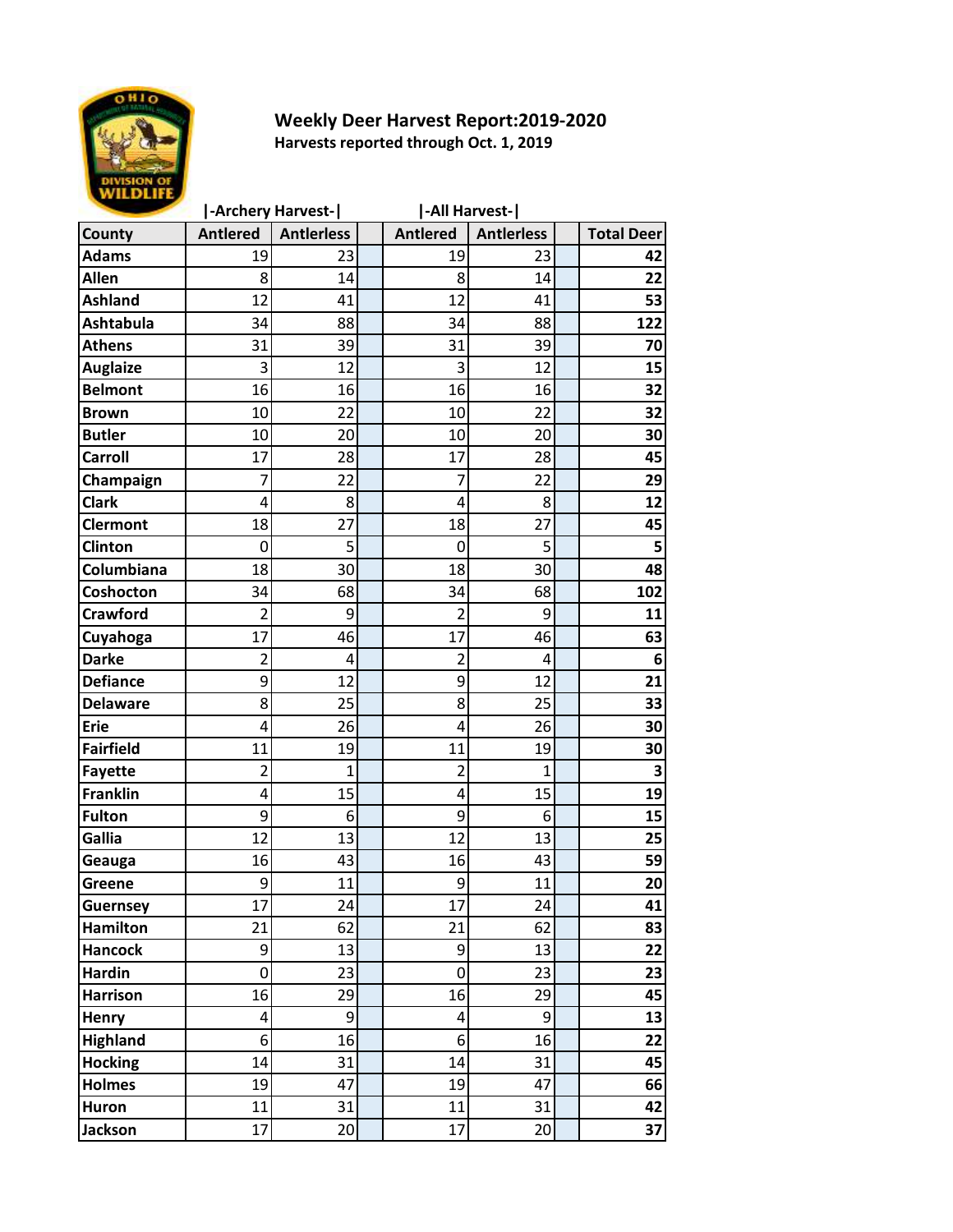# Weekly Deer Harvest Report:2019-2020

**Harvests reported through Oct. 1, 2019**

| County | Archery Harvest | | | All Harvest | | | |
|---|---|---|---|---|---|---|---|
| | Antlered | Antlerless | | Antlered | Antlerless | | Total Deer |
| Adams | 19 | 23 | | 19 | 23 | | 42 |
| Allen | 8 | 14 | | 8 | 14 | | 22 |
| Ashland | 12 | 41 | | 12 | 41 | | 53 |
| Ashtabula | 34 | 88 | | 34 | 88 | | 122 |
| Athens | 31 | 39 | | 31 | 39 | | 70 |
| Auglaize | 3 | 12 | | 3 | 12 | | 15 |
| Belmont | 16 | 16 | | 16 | 16 | | 32 |
| Brown | 10 | 22 | | 10 | 22 | | 32 |
| Butler | 10 | 20 | | 10 | 20 | | 30 |
| Carroll | 17 | 28 | | 17 | 28 | | 45 |
| Champaign | 7 | 22 | | 7 | 22 | | 29 |
| Clark | 4 | 8 | | 4 | 8 | | 12 |
| Clermont | 18 | 27 | | 18 | 27 | | 45 |
| Clinton | 0 | 5 | | 0 | 5 | | 5 |
| Columbiana | 18 | 30 | | 18 | 30 | | 48 |
| Coshocton | 34 | 68 | | 34 | 68 | | 102 |
| Crawford | 2 | 9 | | 2 | 9 | | 11 |
| Cuyahoga | 17 | 46 | | 17 | 46 | | 63 |
| Darke | 2 | 4 | | 2 | 4 | | 6 |
| Defiance | 9 | 12 | | 9 | 12 | | 21 |
| Delaware | 8 | 25 | | 8 | 25 | | 33 |
| Erie | 4 | 26 | | 4 | 26 | | 30 |
| Fairfield | 11 | 19 | | 11 | 19 | | 30 |
| Fayette | 2 | 1 | | 2 | 1 | | 3 |
| Franklin | 4 | 15 | | 4 | 15 | | 19 |
| Fulton | 9 | 6 | | 9 | 6 | | 15 |
| Gallia | 12 | 13 | | 12 | 13 | | 25 |
| Geauga | 16 | 43 | | 16 | 43 | | 59 |
| Greene | 9 | 11 | | 9 | 11 | | 20 |
| Guernsey | 17 | 24 | | 17 | 24 | | 41 |
| Hamilton | 21 | 62 | | 21 | 62 | | 83 |
| Hancock | 9 | 13 | | 9 | 13 | | 22 |
| Hardin | 0 | 23 | | 0 | 23 | | 23 |
| Harrison | 16 | 29 | | 16 | 29 | | 45 |
| Henry | 4 | 9 | | 4 | 9 | | 13 |
| Highland | 6 | 16 | | 6 | 16 | | 22 |
| Hocking | 14 | 31 | | 14 | 31 | | 45 |
| Holmes | 19 | 47 | | 19 | 47 | | 66 |
| Huron | 11 | 31 | | 11 | 31 | | 42 |
| Jackson | 17 | 20 | | 17 | 20 | | 37 |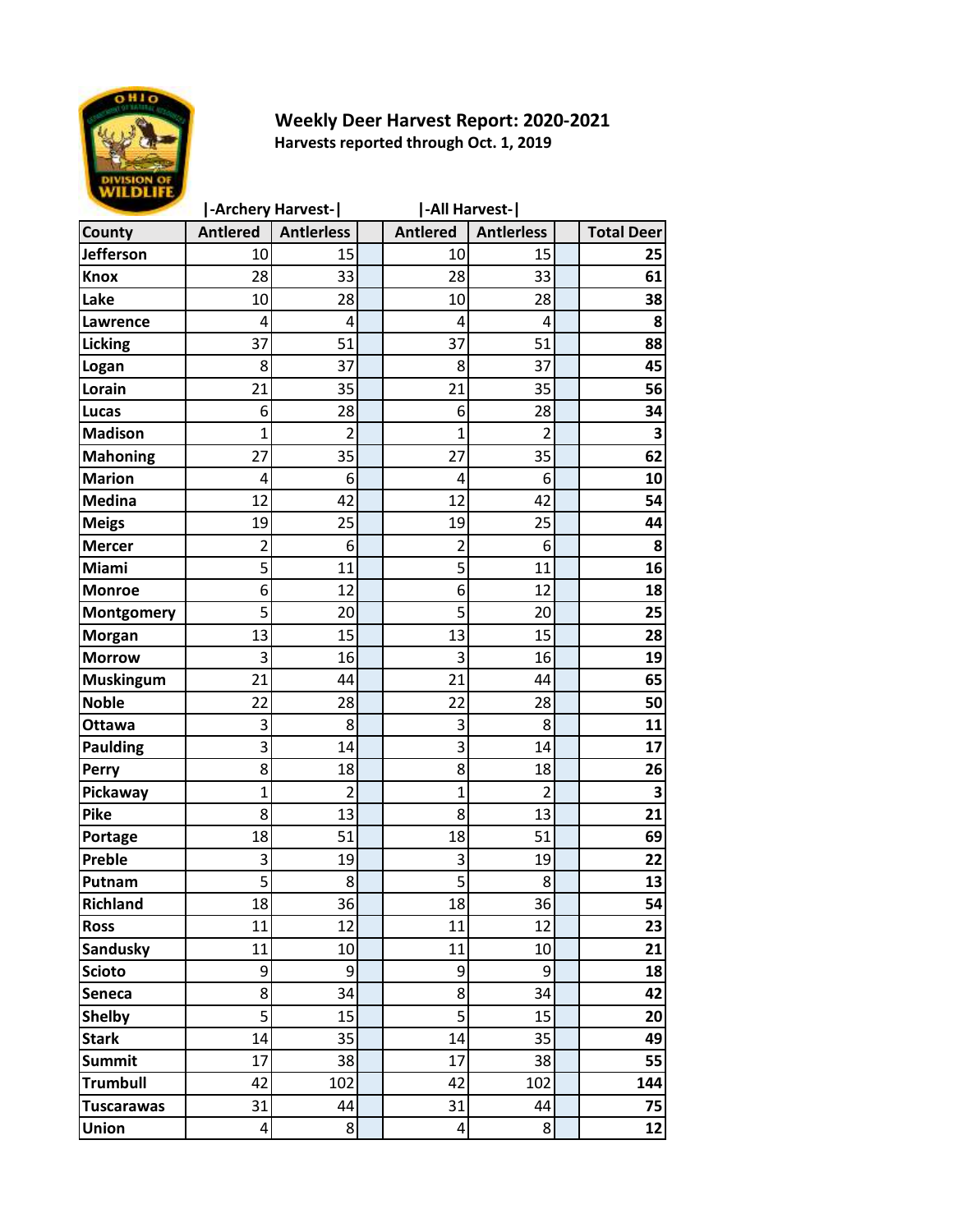# Weekly Deer Harvest Report: 2020-2021

**Harvests reported through Oct. 1, 2019**

| County | Archery Harvest: Antlered | Archery Harvest: Antlerless | | All Harvest: Antlered | All Harvest: Antlerless | | Total Deer |
|---|---|---|---|---|---|---|---|
| Jefferson | 10 | 15 | | 10 | 15 | | 25 |
| Knox | 28 | 33 | | 28 | 33 | | 61 |
| Lake | 10 | 28 | | 10 | 28 | | 38 |
| Lawrence | 4 | 4 | | 4 | 4 | | 8 |
| Licking | 37 | 51 | | 37 | 51 | | 88 |
| Logan | 8 | 37 | | 8 | 37 | | 45 |
| Lorain | 21 | 35 | | 21 | 35 | | 56 |
| Lucas | 6 | 28 | | 6 | 28 | | 34 |
| Madison | 1 | 2 | | 1 | 2 | | 3 |
| Mahoning | 27 | 35 | | 27 | 35 | | 62 |
| Marion | 4 | 6 | | 4 | 6 | | 10 |
| Medina | 12 | 42 | | 12 | 42 | | 54 |
| Meigs | 19 | 25 | | 19 | 25 | | 44 |
| Mercer | 2 | 6 | | 2 | 6 | | 8 |
| Miami | 5 | 11 | | 5 | 11 | | 16 |
| Monroe | 6 | 12 | | 6 | 12 | | 18 |
| Montgomery | 5 | 20 | | 5 | 20 | | 25 |
| Morgan | 13 | 15 | | 13 | 15 | | 28 |
| Morrow | 3 | 16 | | 3 | 16 | | 19 |
| Muskingum | 21 | 44 | | 21 | 44 | | 65 |
| Noble | 22 | 28 | | 22 | 28 | | 50 |
| Ottawa | 3 | 8 | | 3 | 8 | | 11 |
| Paulding | 3 | 14 | | 3 | 14 | | 17 |
| Perry | 8 | 18 | | 8 | 18 | | 26 |
| Pickaway | 1 | 2 | | 1 | 2 | | 3 |
| Pike | 8 | 13 | | 8 | 13 | | 21 |
| Portage | 18 | 51 | | 18 | 51 | | 69 |
| Preble | 3 | 19 | | 3 | 19 | | 22 |
| Putnam | 5 | 8 | | 5 | 8 | | 13 |
| Richland | 18 | 36 | | 18 | 36 | | 54 |
| Ross | 11 | 12 | | 11 | 12 | | 23 |
| Sandusky | 11 | 10 | | 11 | 10 | | 21 |
| Scioto | 9 | 9 | | 9 | 9 | | 18 |
| Seneca | 8 | 34 | | 8 | 34 | | 42 |
| Shelby | 5 | 15 | | 5 | 15 | | 20 |
| Stark | 14 | 35 | | 14 | 35 | | 49 |
| Summit | 17 | 38 | | 17 | 38 | | 55 |
| Trumbull | 42 | 102 | | 42 | 102 | | 144 |
| Tuscarawas | 31 | 44 | | 31 | 44 | | 75 |
| Union | 4 | 8 | | 4 | 8 | | 12 |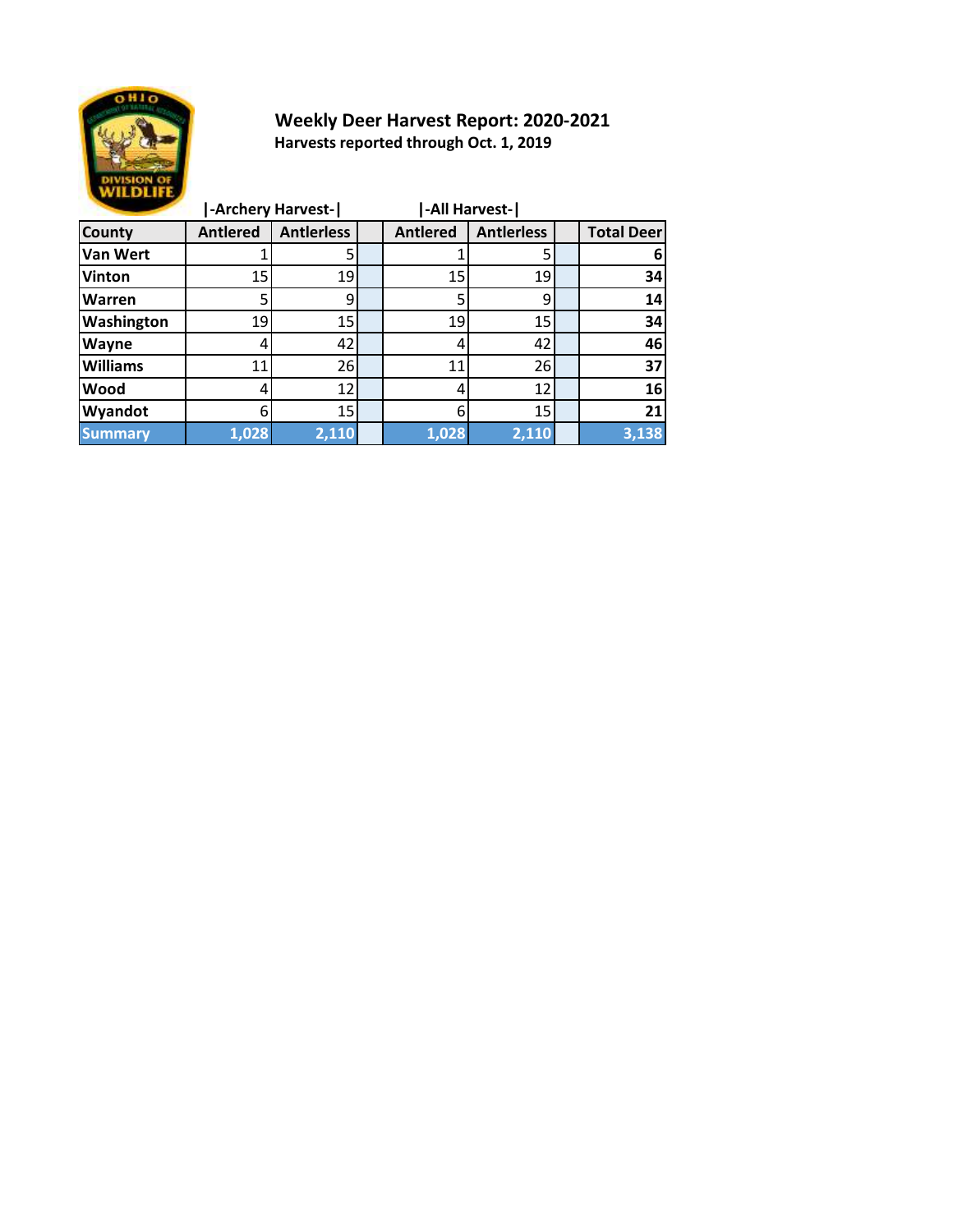# Weekly Deer Harvest Report: 2020-2021

**Harvests reported through Oct. 1, 2019**

| | \|-Archery Harvest-\| | | | \|-All Harvest-\| | | | |
|---|---|---|---|---|---|---|---|
| **County** | **Antlered** | **Antlerless** | | **Antlered** | **Antlerless** | | **Total Deer** |
| **Van Wert** | 1 | 5 | | 1 | 5 | | **6** |
| **Vinton** | 15 | 19 | | 15 | 19 | | **34** |
| **Warren** | 5 | 9 | | 5 | 9 | | **14** |
| **Washington** | 19 | 15 | | 19 | 15 | | **34** |
| **Wayne** | 4 | 42 | | 4 | 42 | | **46** |
| **Williams** | 11 | 26 | | 11 | 26 | | **37** |
| **Wood** | 4 | 12 | | 4 | 12 | | **16** |
| **Wyandot** | 6 | 15 | | 6 | 15 | | **21** |
| **Summary** | **1,028** | **2,110** | | **1,028** | **2,110** | | **3,138** |